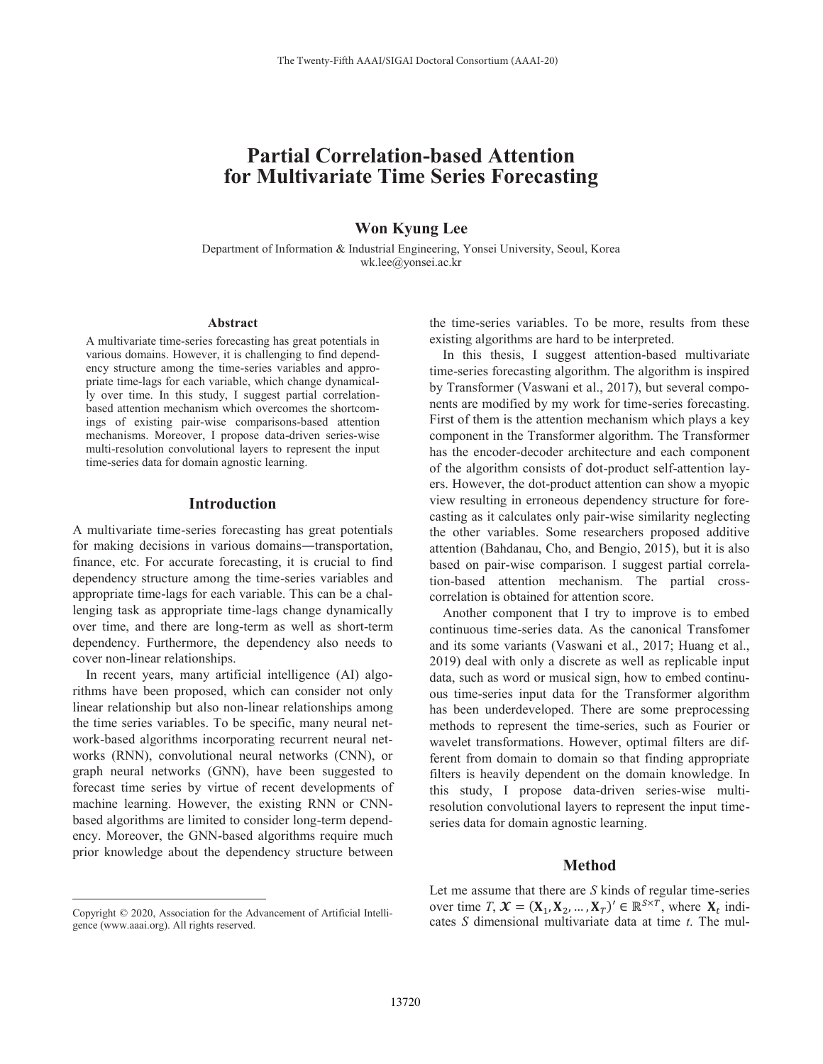# Partial Correlation-based Attention for Multivariate Time Series Forecasting

**Won Kyung Lee**

Department of Information & Industrial Engineering, Yonsei University, Seoul, Korea
wk.lee@yonsei.ac.kr

### Abstract

A multivariate time-series forecasting has great potentials in various domains. However, it is challenging to find dependency structure among the time-series variables and appropriate time-lags for each variable, which change dynamically over time. In this study, I suggest partial correlation-based attention mechanism which overcomes the shortcomings of existing pair-wise comparisons-based attention mechanisms. Moreover, I propose data-driven series-wise multi-resolution convolutional layers to represent the input time-series data for domain agnostic learning.

## Introduction

A multivariate time-series forecasting has great potentials for making decisions in various domains—transportation, finance, etc. For accurate forecasting, it is crucial to find dependency structure among the time-series variables and appropriate time-lags for each variable. This can be a challenging task as appropriate time-lags change dynamically over time, and there are long-term as well as short-term dependency. Furthermore, the dependency also needs to cover non-linear relationships.

In recent years, many artificial intelligence (AI) algorithms have been proposed, which can consider not only linear relationship but also non-linear relationships among the time series variables. To be specific, many neural network-based algorithms incorporating recurrent neural networks (RNN), convolutional neural networks (CNN), or graph neural networks (GNN), have been suggested to forecast time series by virtue of recent developments of machine learning. However, the existing RNN or CNN-based algorithms are limited to consider long-term dependency. Moreover, the GNN-based algorithms require much prior knowledge about the dependency structure between the time-series variables. To be more, results from these existing algorithms are hard to be interpreted.

In this thesis, I suggest attention-based multivariate time-series forecasting algorithm. The algorithm is inspired by Transformer (Vaswani et al., 2017), but several components are modified by my work for time-series forecasting. First of them is the attention mechanism which plays a key component in the Transformer algorithm. The Transformer has the encoder-decoder architecture and each component of the algorithm consists of dot-product self-attention layers. However, the dot-product attention can show a myopic view resulting in erroneous dependency structure for forecasting as it calculates only pair-wise similarity neglecting the other variables. Some researchers proposed additive attention (Bahdanau, Cho, and Bengio, 2015), but it is also based on pair-wise comparison. I suggest partial correlation-based attention mechanism. The partial cross-correlation is obtained for attention score.

Another component that I try to improve is to embed continuous time-series data. As the canonical Transfomer and its some variants (Vaswani et al., 2017; Huang et al., 2019) deal with only a discrete as well as replicable input data, such as word or musical sign, how to embed continuous time-series input data for the Transformer algorithm has been underdeveloped. There are some preprocessing methods to represent the time-series, such as Fourier or wavelet transformations. However, optimal filters are different from domain to domain so that finding appropriate filters is heavily dependent on the domain knowledge. In this study, I propose data-driven series-wise multi-resolution convolutional layers to represent the input time-series data for domain agnostic learning.

## Method

Let me assume that there are *S* kinds of regular time-series over time *T*, $\boldsymbol{\mathcal{X}} = (\mathbf{X}_1, \mathbf{X}_2, \dots, \mathbf{X}_T)' \in \mathbb{R}^{S \times T}$, where $\mathbf{X}_t$ indicates *S* dimensional multivariate data at time *t*. The mul-

Copyright © 2020, Association for the Advancement of Artificial Intelligence (www.aaai.org). All rights reserved.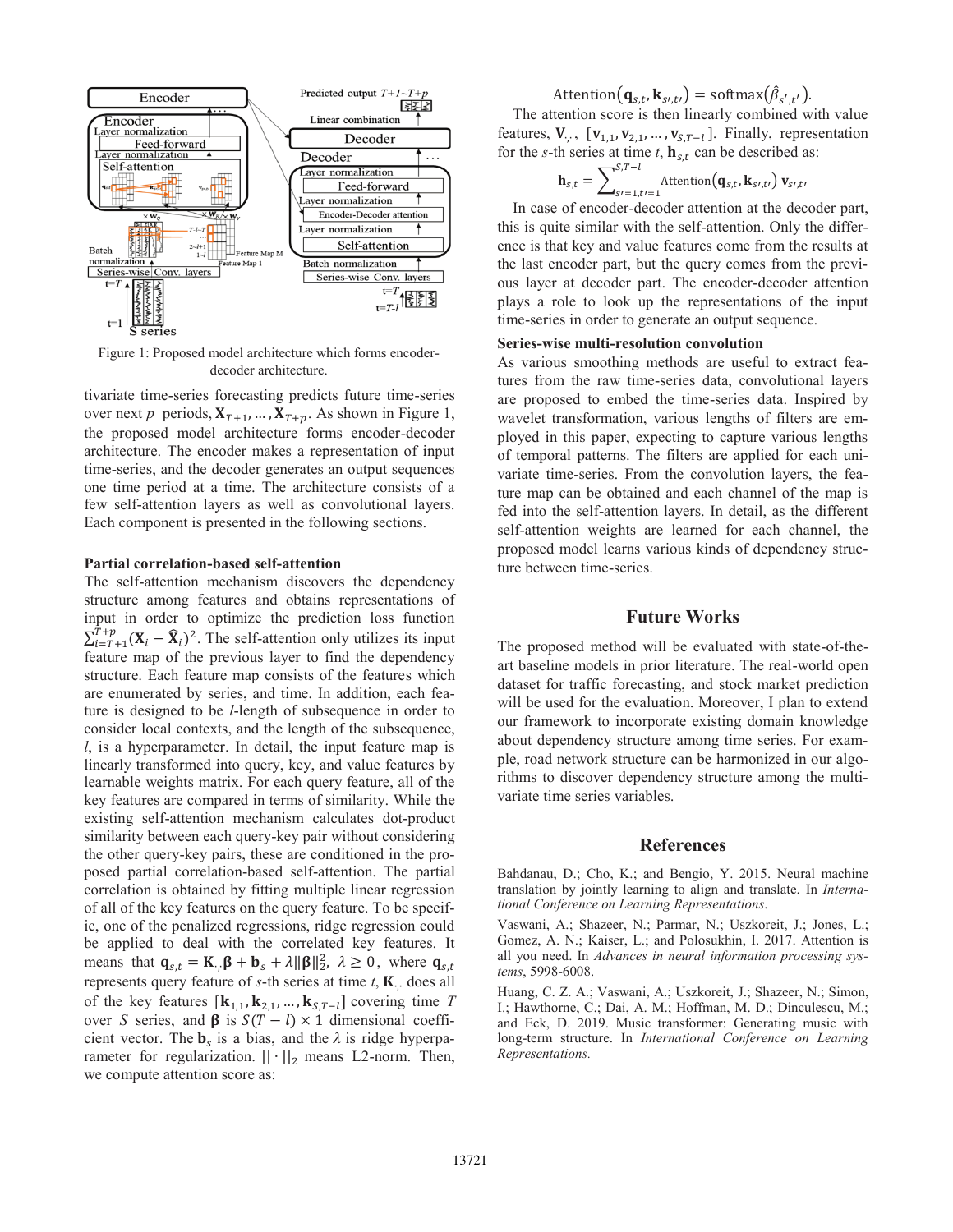Encoder

Predicted output $T+1$~$T+p$

Linear combination

Decoder

Encoder

Layer normalization

Feed-forward

Layer normalization

Self-attention

Decoder

Layer normalization

Feed-forward

Layer normalization

Encoder-Decoder attention

Layer normalization

Self-attention

Batch normalization

Series-wise Conv. layers

Batch normalization

Series-wise Conv. layers

Feature Map M

Feature Map 1

S series

Figure 1: Proposed model architecture which forms encoder-decoder architecture.

tivariate time-series forecasting predicts future time-series over next $p$ periods, $\mathbf{X}_{T+1}, \dots, \mathbf{X}_{T+p}$. As shown in Figure 1, the proposed model architecture forms encoder-decoder architecture. The encoder makes a representation of input time-series, and the decoder generates an output sequences one time period at a time. The architecture consists of a few self-attention layers as well as convolutional layers. Each component is presented in the following sections.

### Partial correlation-based self-attention

The self-attention mechanism discovers the dependency structure among features and obtains representations of input in order to optimize the prediction loss function $\sum_{i=T+1}^{T+p}(\mathbf{X}_i - \widehat{\mathbf{X}}_i)^2$. The self-attention only utilizes its input feature map of the previous layer to find the dependency structure. Each feature map consists of the features which are enumerated by series, and time. In addition, each feature is designed to be $l$-length of subsequence in order to consider local contexts, and the length of the subsequence, $l$, is a hyperparameter. In detail, the input feature map is linearly transformed into query, key, and value features by learnable weights matrix. For each query feature, all of the key features are compared in terms of similarity. While the existing self-attention mechanism calculates dot-product similarity between each query-key pair without considering the other query-key pairs, these are conditioned in the proposed partial correlation-based self-attention. The partial correlation is obtained by fitting multiple linear regression of all of the key features on the query feature. To be specific, one of the penalized regressions, ridge regression could be applied to deal with the correlated key features. It means that $\mathbf{q}_{s,t} = \mathbf{K}_{\cdot,\cdot}\boldsymbol{\beta} + \mathbf{b}_s + \lambda\|\boldsymbol{\beta}\|_2^2,\ \lambda \geq 0$, where $\mathbf{q}_{s,t}$ represents query feature of $s$-th series at time $t$, $\mathbf{K}_{\cdot,\cdot}$ does all of the key features $[\mathbf{k}_{1,1}, \mathbf{k}_{2,1}, \dots, \mathbf{k}_{S,T-l}]$ covering time $T$ over $S$ series, and $\boldsymbol{\beta}$ is $S(T-l) \times 1$ dimensional coefficient vector. The $\mathbf{b}_s$ is a bias, and the $\lambda$ is ridge hyperparameter for regularization. $\|\cdot\|_2$ means L2-norm. Then, we compute attention score as:

$$\text{Attention}(\mathbf{q}_{s,t}, \mathbf{k}_{s',t'}) = \text{softmax}(\hat{\beta}_{s',t'}).$$

The attention score is then linearly combined with value features, $\mathbf{V}_{\cdot,\cdot}$, $[\mathbf{v}_{1,1}, \mathbf{v}_{2,1}, \dots, \mathbf{v}_{S,T-l}]$. Finally, representation for the $s$-th series at time $t$, $\mathbf{h}_{s,t}$ can be described as:

$$\mathbf{h}_{s,t} = \sum_{s'=1,t'=1}^{S,T-l} \text{Attention}(\mathbf{q}_{s,t}, \mathbf{k}_{s',t'})\, \mathbf{v}_{s',t'}$$

In case of encoder-decoder attention at the decoder part, this is quite similar with the self-attention. Only the difference is that key and value features come from the results at the last encoder part, but the query comes from the previous layer at decoder part. The encoder-decoder attention plays a role to look up the representations of the input time-series in order to generate an output sequence.

### Series-wise multi-resolution convolution

As various smoothing methods are useful to extract features from the raw time-series data, convolutional layers are proposed to embed the time-series data. Inspired by wavelet transformation, various lengths of filters are employed in this paper, expecting to capture various lengths of temporal patterns. The filters are applied for each univariate time-series. From the convolution layers, the feature map can be obtained and each channel of the map is fed into the self-attention layers. In detail, as the different self-attention weights are learned for each channel, the proposed model learns various kinds of dependency structure between time-series.

## Future Works

The proposed method will be evaluated with state-of-the-art baseline models in prior literature. The real-world open dataset for traffic forecasting, and stock market prediction will be used for the evaluation. Moreover, I plan to extend our framework to incorporate existing domain knowledge about dependency structure among time series. For example, road network structure can be harmonized in our algorithms to discover dependency structure among the multivariate time series variables.

## References

Bahdanau, D.; Cho, K.; and Bengio, Y. 2015. Neural machine translation by jointly learning to align and translate. In *International Conference on Learning Representations*.

Vaswani, A.; Shazeer, N.; Parmar, N.; Uszkoreit, J.; Jones, L.; Gomez, A. N.; Kaiser, L.; and Polosukhin, I. 2017. Attention is all you need. In *Advances in neural information processing systems*, 5998-6008.

Huang, C. Z. A.; Vaswani, A.; Uszkoreit, J.; Shazeer, N.; Simon, I.; Hawthorne, C.; Dai, A. M.; Hoffman, M. D.; Dinculescu, M.; and Eck, D. 2019. Music transformer: Generating music with long-term structure. In *International Conference on Learning Representations.*